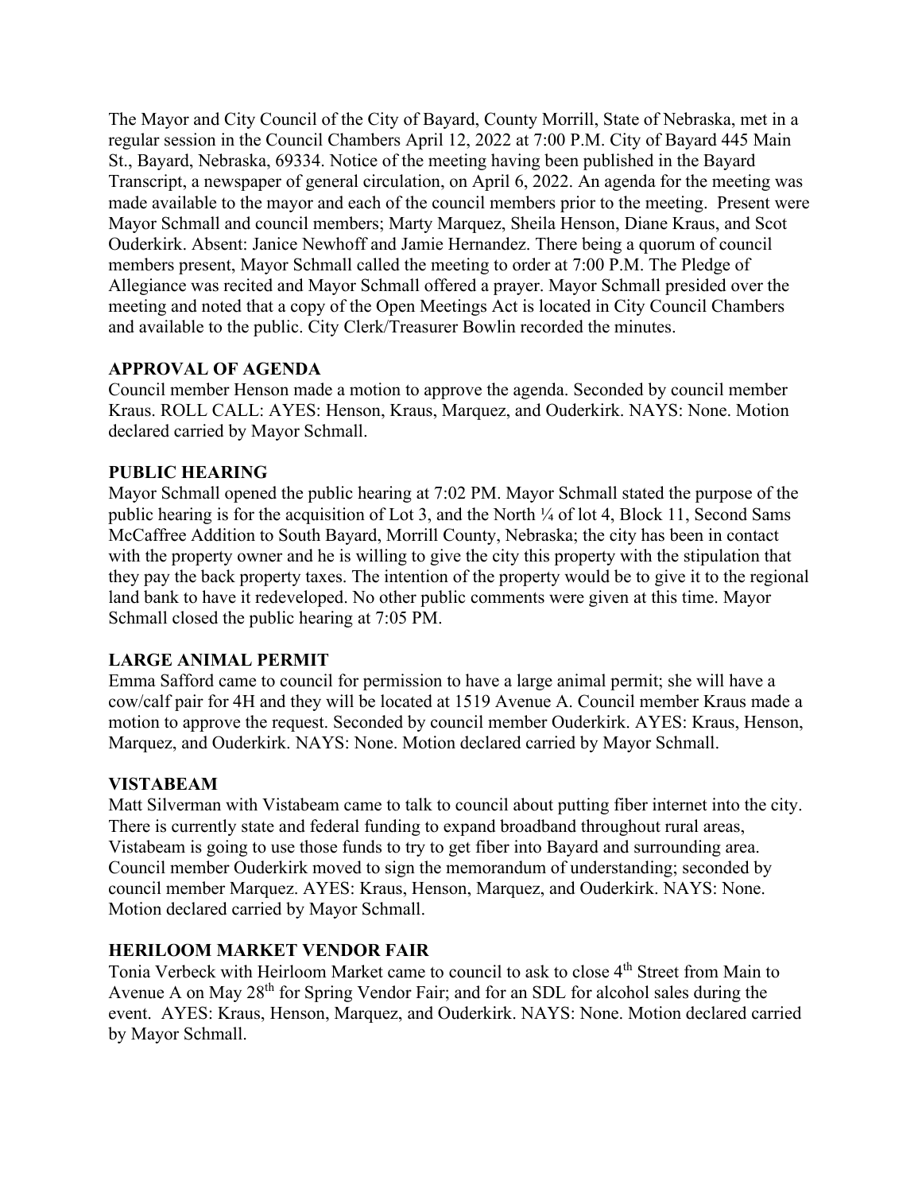The Mayor and City Council of the City of Bayard, County Morrill, State of Nebraska, met in a regular session in the Council Chambers April 12, 2022 at 7:00 P.M. City of Bayard 445 Main St., Bayard, Nebraska, 69334. Notice of the meeting having been published in the Bayard Transcript, a newspaper of general circulation, on April 6, 2022. An agenda for the meeting was made available to the mayor and each of the council members prior to the meeting. Present were Mayor Schmall and council members; Marty Marquez, Sheila Henson, Diane Kraus, and Scot Ouderkirk. Absent: Janice Newhoff and Jamie Hernandez. There being a quorum of council members present, Mayor Schmall called the meeting to order at 7:00 P.M. The Pledge of Allegiance was recited and Mayor Schmall offered a prayer. Mayor Schmall presided over the meeting and noted that a copy of the Open Meetings Act is located in City Council Chambers and available to the public. City Clerk/Treasurer Bowlin recorded the minutes.

**APPROVAL OF AGENDA**

Council member Henson made a motion to approve the agenda. Seconded by council member Kraus. ROLL CALL: AYES: Henson, Kraus, Marquez, and Ouderkirk. NAYS: None. Motion declared carried by Mayor Schmall.

**PUBLIC HEARING**

Mayor Schmall opened the public hearing at 7:02 PM. Mayor Schmall stated the purpose of the public hearing is for the acquisition of Lot 3, and the North ¼ of lot 4, Block 11, Second Sams McCaffree Addition to South Bayard, Morrill County, Nebraska; the city has been in contact with the property owner and he is willing to give the city this property with the stipulation that they pay the back property taxes. The intention of the property would be to give it to the regional land bank to have it redeveloped. No other public comments were given at this time. Mayor Schmall closed the public hearing at 7:05 PM.

**LARGE ANIMAL PERMIT**

Emma Safford came to council for permission to have a large animal permit; she will have a cow/calf pair for 4H and they will be located at 1519 Avenue A. Council member Kraus made a motion to approve the request. Seconded by council member Ouderkirk. AYES: Kraus, Henson, Marquez, and Ouderkirk. NAYS: None. Motion declared carried by Mayor Schmall.

**VISTABEAM**

Matt Silverman with Vistabeam came to talk to council about putting fiber internet into the city. There is currently state and federal funding to expand broadband throughout rural areas, Vistabeam is going to use those funds to try to get fiber into Bayard and surrounding area. Council member Ouderkirk moved to sign the memorandum of understanding; seconded by council member Marquez. AYES: Kraus, Henson, Marquez, and Ouderkirk. NAYS: None. Motion declared carried by Mayor Schmall.

**HERILOOM MARKET VENDOR FAIR**

Tonia Verbeck with Heirloom Market came to council to ask to close 4th Street from Main to Avenue A on May 28th for Spring Vendor Fair; and for an SDL for alcohol sales during the event. AYES: Kraus, Henson, Marquez, and Ouderkirk. NAYS: None. Motion declared carried by Mayor Schmall.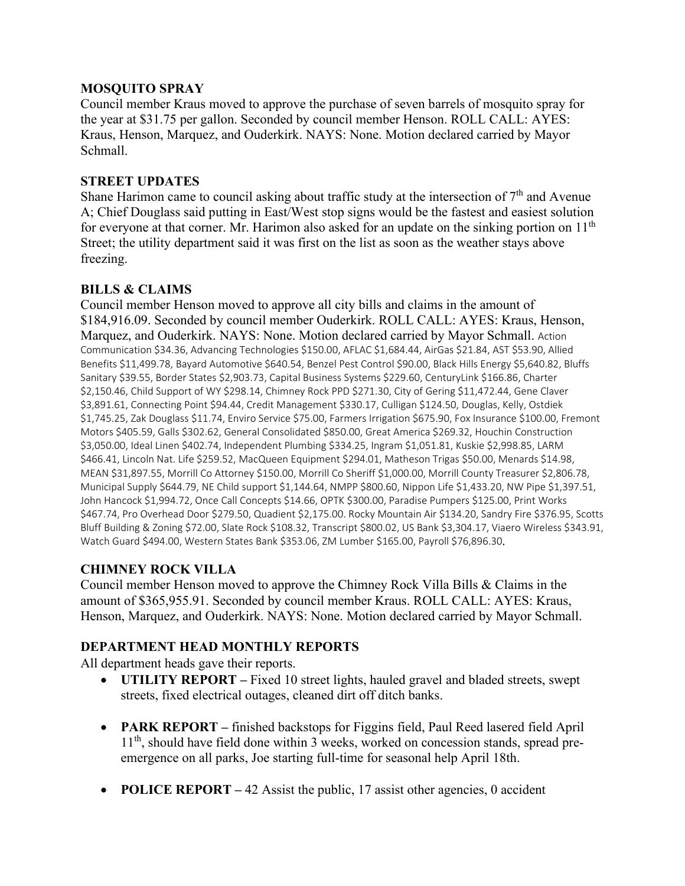**MOSQUITO SPRAY**

Council member Kraus moved to approve the purchase of seven barrels of mosquito spray for the year at $31.75 per gallon. Seconded by council member Henson. ROLL CALL: AYES: Kraus, Henson, Marquez, and Ouderkirk. NAYS: None. Motion declared carried by Mayor Schmall.

**STREET UPDATES**

Shane Harimon came to council asking about traffic study at the intersection of 7th and Avenue A; Chief Douglass said putting in East/West stop signs would be the fastest and easiest solution for everyone at that corner. Mr. Harimon also asked for an update on the sinking portion on 11th Street; the utility department said it was first on the list as soon as the weather stays above freezing.

**BILLS & CLAIMS**

Council member Henson moved to approve all city bills and claims in the amount of $184,916.09. Seconded by council member Ouderkirk. ROLL CALL: AYES: Kraus, Henson, Marquez, and Ouderkirk. NAYS: None. Motion declared carried by Mayor Schmall. Action Communication $34.36, Advancing Technologies $150.00, AFLAC $1,684.44, AirGas $21.84, AST $53.90, Allied Benefits $11,499.78, Bayard Automotive $640.54, Benzel Pest Control $90.00, Black Hills Energy $5,640.82, Bluffs Sanitary $39.55, Border States $2,903.73, Capital Business Systems $229.60, CenturyLink $166.86, Charter $2,150.46, Child Support of WY $298.14, Chimney Rock PPD $271.30, City of Gering $11,472.44, Gene Claver $3,891.61, Connecting Point $94.44, Credit Management $330.17, Culligan $124.50, Douglas, Kelly, Ostdiek $1,745.25, Zak Douglass $11.74, Enviro Service $75.00, Farmers Irrigation $675.90, Fox Insurance $100.00, Fremont Motors $405.59, Galls $302.62, General Consolidated $850.00, Great America $269.32, Houchin Construction $3,050.00, Ideal Linen $402.74, Independent Plumbing $334.25, Ingram $1,051.81, Kuskie $2,998.85, LARM $466.41, Lincoln Nat. Life $259.52, MacQueen Equipment $294.01, Matheson Trigas $50.00, Menards $14.98, MEAN $31,897.55, Morrill Co Attorney $150.00, Morrill Co Sheriff $1,000.00, Morrill County Treasurer $2,806.78, Municipal Supply $644.79, NE Child support $1,144.64, NMPP $800.60, Nippon Life $1,433.20, NW Pipe $1,397.51, John Hancock $1,994.72, Once Call Concepts $14.66, OPTK $300.00, Paradise Pumpers $125.00, Print Works $467.74, Pro Overhead Door $279.50, Quadient $2,175.00. Rocky Mountain Air $134.20, Sandry Fire $376.95, Scotts Bluff Building & Zoning $72.00, Slate Rock $108.32, Transcript $800.02, US Bank $3,304.17, Viaero Wireless $343.91, Watch Guard $494.00, Western States Bank $353.06, ZM Lumber $165.00, Payroll $76,896.30.

**CHIMNEY ROCK VILLA**

Council member Henson moved to approve the Chimney Rock Villa Bills & Claims in the amount of $365,955.91. Seconded by council member Kraus. ROLL CALL: AYES: Kraus, Henson, Marquez, and Ouderkirk. NAYS: None. Motion declared carried by Mayor Schmall.

**DEPARTMENT HEAD MONTHLY REPORTS**

All department heads gave their reports.

- **UTILITY REPORT –** Fixed 10 street lights, hauled gravel and bladed streets, swept streets, fixed electrical outages, cleaned dirt off ditch banks.
- **PARK REPORT –** finished backstops for Figgins field, Paul Reed lasered field April 11th, should have field done within 3 weeks, worked on concession stands, spread pre-emergence on all parks, Joe starting full-time for seasonal help April 18th.
- **POLICE REPORT –** 42 Assist the public, 17 assist other agencies, 0 accident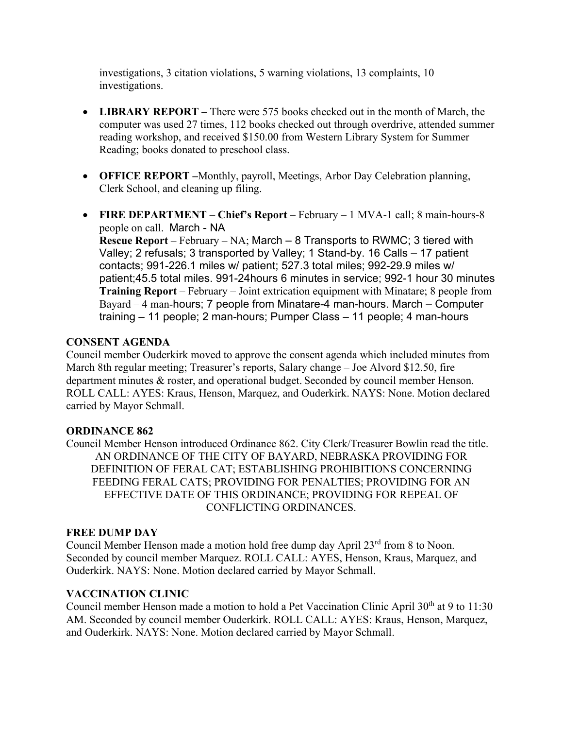investigations, 3 citation violations, 5 warning violations, 13 complaints, 10 investigations.

- **LIBRARY REPORT –** There were 575 books checked out in the month of March, the computer was used 27 times, 112 books checked out through overdrive, attended summer reading workshop, and received $150.00 from Western Library System for Summer Reading; books donated to preschool class.

- **OFFICE REPORT –**Monthly, payroll, Meetings, Arbor Day Celebration planning, Clerk School, and cleaning up filing.

- **FIRE DEPARTMENT** – **Chief's Report** – February – 1 MVA-1 call; 8 main-hours-8 people on call. March - NA
  **Rescue Report** – February – NA; March – 8 Transports to RWMC; 3 tiered with Valley; 2 refusals; 3 transported by Valley; 1 Stand-by. 16 Calls – 17 patient contacts; 991-226.1 miles w/ patient; 527.3 total miles; 992-29.9 miles w/ patient;45.5 total miles. 991-24hours 6 minutes in service; 992-1 hour 30 minutes
  **Training Report** – February – Joint extrication equipment with Minatare; 8 people from Bayard – 4 man-hours; 7 people from Minatare-4 man-hours. March – Computer training – 11 people; 2 man-hours; Pumper Class – 11 people; 4 man-hours

**CONSENT AGENDA**
Council member Ouderkirk moved to approve the consent agenda which included minutes from March 8th regular meeting; Treasurer's reports, Salary change – Joe Alvord $12.50, fire department minutes & roster, and operational budget. Seconded by council member Henson. ROLL CALL: AYES: Kraus, Henson, Marquez, and Ouderkirk. NAYS: None. Motion declared carried by Mayor Schmall.

**ORDINANCE 862**
Council Member Henson introduced Ordinance 862. City Clerk/Treasurer Bowlin read the title.
AN ORDINANCE OF THE CITY OF BAYARD, NEBRASKA PROVIDING FOR DEFINITION OF FERAL CAT; ESTABLISHING PROHIBITIONS CONCERNING FEEDING FERAL CATS; PROVIDING FOR PENALTIES; PROVIDING FOR AN EFFECTIVE DATE OF THIS ORDINANCE; PROVIDING FOR REPEAL OF CONFLICTING ORDINANCES.

**FREE DUMP DAY**
Council Member Henson made a motion hold free dump day April 23rd from 8 to Noon. Seconded by council member Marquez. ROLL CALL: AYES, Henson, Kraus, Marquez, and Ouderkirk. NAYS: None. Motion declared carried by Mayor Schmall.

**VACCINATION CLINIC**
Council member Henson made a motion to hold a Pet Vaccination Clinic April 30th at 9 to 11:30 AM. Seconded by council member Ouderkirk. ROLL CALL: AYES: Kraus, Henson, Marquez, and Ouderkirk. NAYS: None. Motion declared carried by Mayor Schmall.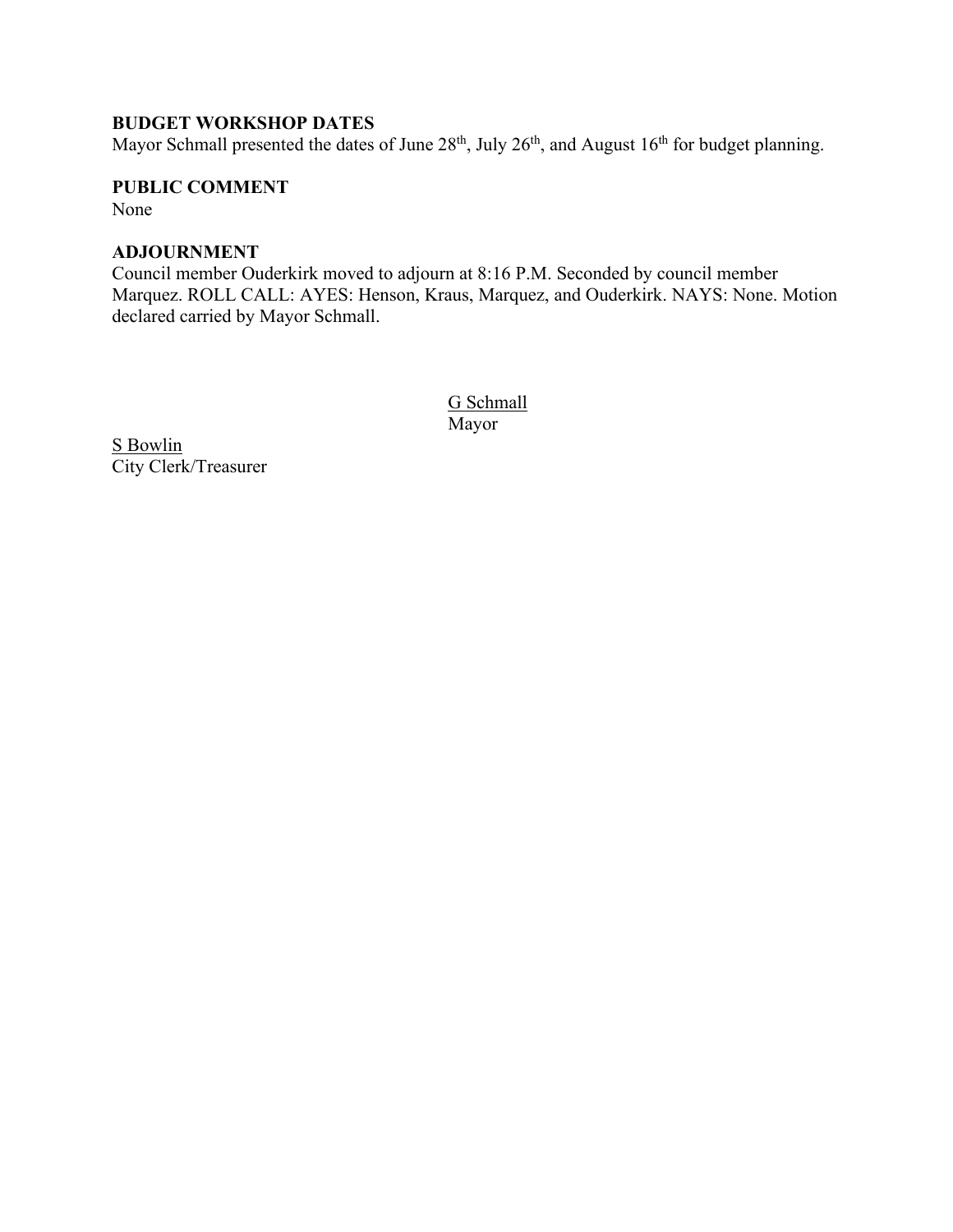**BUDGET WORKSHOP DATES**

Mayor Schmall presented the dates of June 28th, July 26th, and August 16th for budget planning.

**PUBLIC COMMENT**

None

**ADJOURNMENT**

Council member Ouderkirk moved to adjourn at 8:16 P.M. Seconded by council member Marquez. ROLL CALL: AYES: Henson, Kraus, Marquez, and Ouderkirk. NAYS: None. Motion declared carried by Mayor Schmall.

G Schmall
Mayor

S Bowlin
City Clerk/Treasurer